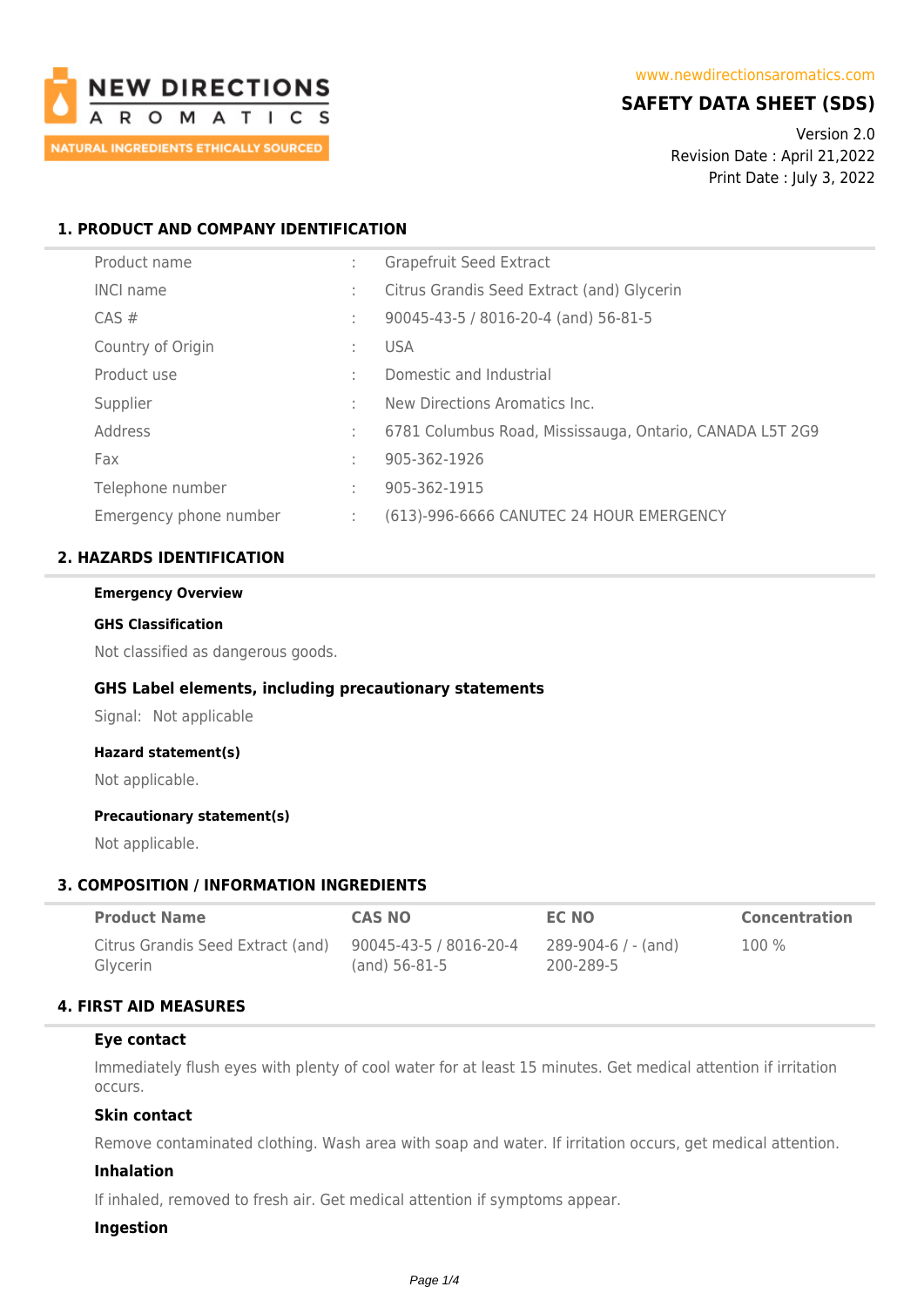NEW DIRECTIONS AROMATICS

NATURAL INGREDIENTS ETHICALLY SOURCED

www.newdirectionsaromatics.com

# SAFETY DATA SHEET (SDS)

Version 2.0
Revision Date : April 21,2022
Print Date : July 3, 2022

## 1. PRODUCT AND COMPANY IDENTIFICATION

| | | |
|---|---|---|
| Product name | : | Grapefruit Seed Extract |
| INCI name | : | Citrus Grandis Seed Extract (and) Glycerin |
| CAS # | : | 90045-43-5 / 8016-20-4 (and) 56-81-5 |
| Country of Origin | : | USA |
| Product use | : | Domestic and Industrial |
| Supplier | : | New Directions Aromatics Inc. |
| Address | : | 6781 Columbus Road, Mississauga, Ontario, CANADA L5T 2G9 |
| Fax | : | 905-362-1926 |
| Telephone number | : | 905-362-1915 |
| Emergency phone number | : | (613)-996-6666 CANUTEC 24 HOUR EMERGENCY |

## 2. HAZARDS IDENTIFICATION

**Emergency Overview**

**GHS Classification**

Not classified as dangerous goods.

### GHS Label elements, including precautionary statements

Signal: Not applicable

**Hazard statement(s)**

Not applicable.

**Precautionary statement(s)**

Not applicable.

## 3. COMPOSITION / INFORMATION INGREDIENTS

| Product Name | CAS NO | EC NO | Concentration |
|---|---|---|---|
| Citrus Grandis Seed Extract (and) Glycerin | 90045-43-5 / 8016-20-4 (and) 56-81-5 | 289-904-6 / - (and) 200-289-5 | 100 % |

## 4. FIRST AID MEASURES

**Eye contact**

Immediately flush eyes with plenty of cool water for at least 15 minutes. Get medical attention if irritation occurs.

**Skin contact**

Remove contaminated clothing. Wash area with soap and water. If irritation occurs, get medical attention.

**Inhalation**

If inhaled, removed to fresh air. Get medical attention if symptoms appear.

**Ingestion**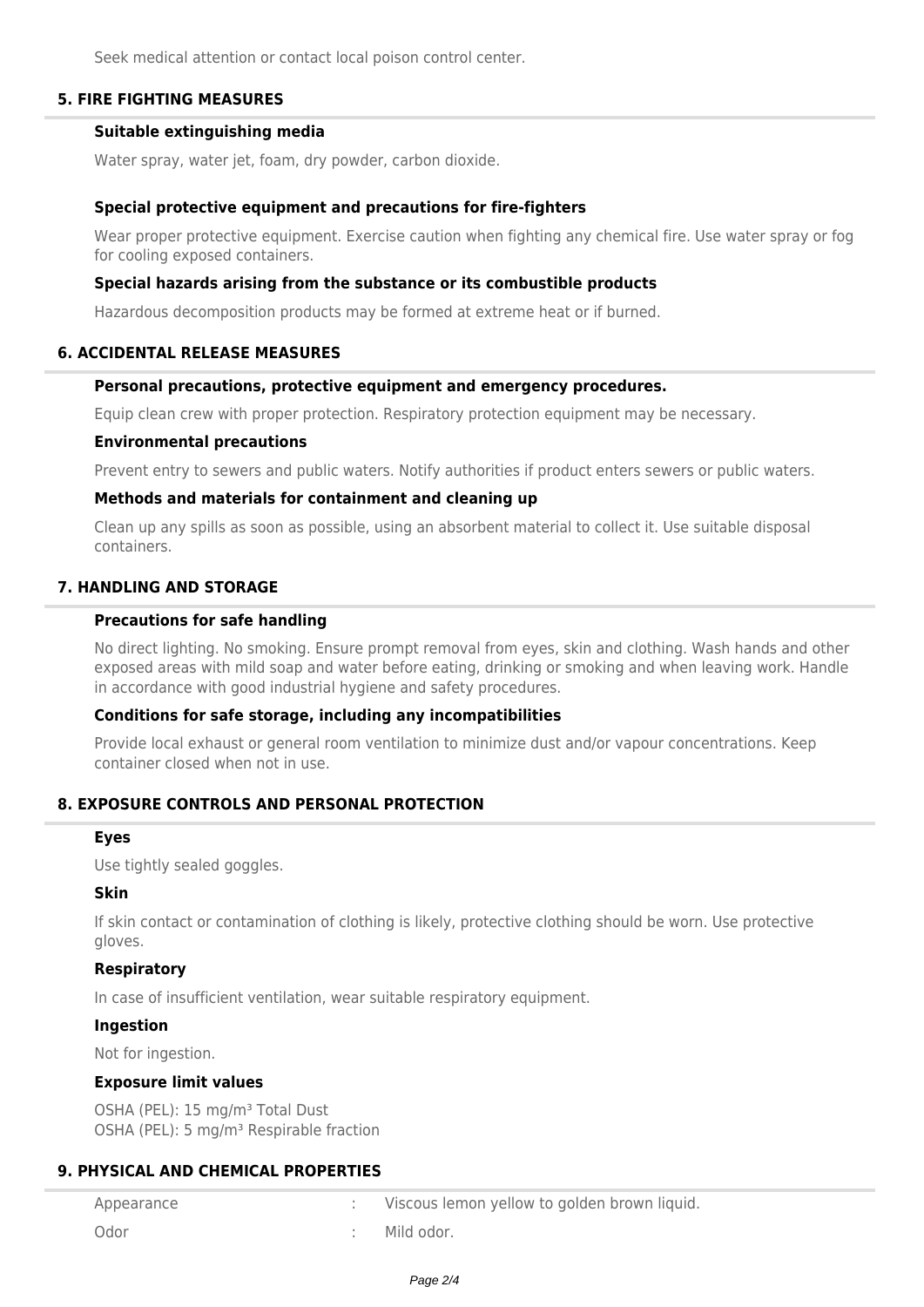Seek medical attention or contact local poison control center.

## 5. FIRE FIGHTING MEASURES

### Suitable extinguishing media

Water spray, water jet, foam, dry powder, carbon dioxide.

### Special protective equipment and precautions for fire-fighters

Wear proper protective equipment. Exercise caution when fighting any chemical fire. Use water spray or fog for cooling exposed containers.

### Special hazards arising from the substance or its combustible products

Hazardous decomposition products may be formed at extreme heat or if burned.

## 6. ACCIDENTAL RELEASE MEASURES

### Personal precautions, protective equipment and emergency procedures.

Equip clean crew with proper protection. Respiratory protection equipment may be necessary.

### Environmental precautions

Prevent entry to sewers and public waters. Notify authorities if product enters sewers or public waters.

### Methods and materials for containment and cleaning up

Clean up any spills as soon as possible, using an absorbent material to collect it. Use suitable disposal containers.

## 7. HANDLING AND STORAGE

### Precautions for safe handling

No direct lighting. No smoking. Ensure prompt removal from eyes, skin and clothing. Wash hands and other exposed areas with mild soap and water before eating, drinking or smoking and when leaving work. Handle in accordance with good industrial hygiene and safety procedures.

### Conditions for safe storage, including any incompatibilities

Provide local exhaust or general room ventilation to minimize dust and/or vapour concentrations. Keep container closed when not in use.

## 8. EXPOSURE CONTROLS AND PERSONAL PROTECTION

### Eyes

Use tightly sealed goggles.

### Skin

If skin contact or contamination of clothing is likely, protective clothing should be worn. Use protective gloves.

### Respiratory

In case of insufficient ventilation, wear suitable respiratory equipment.

### Ingestion

Not for ingestion.

### Exposure limit values

OSHA (PEL): 15 $mg/m^3$ Total Dust
OSHA (PEL): 5 $mg/m^3$ Respirable fraction

## 9. PHYSICAL AND CHEMICAL PROPERTIES

| | | |
|---|---|---|
| Appearance | : | Viscous lemon yellow to golden brown liquid. |
| Odor | : | Mild odor. |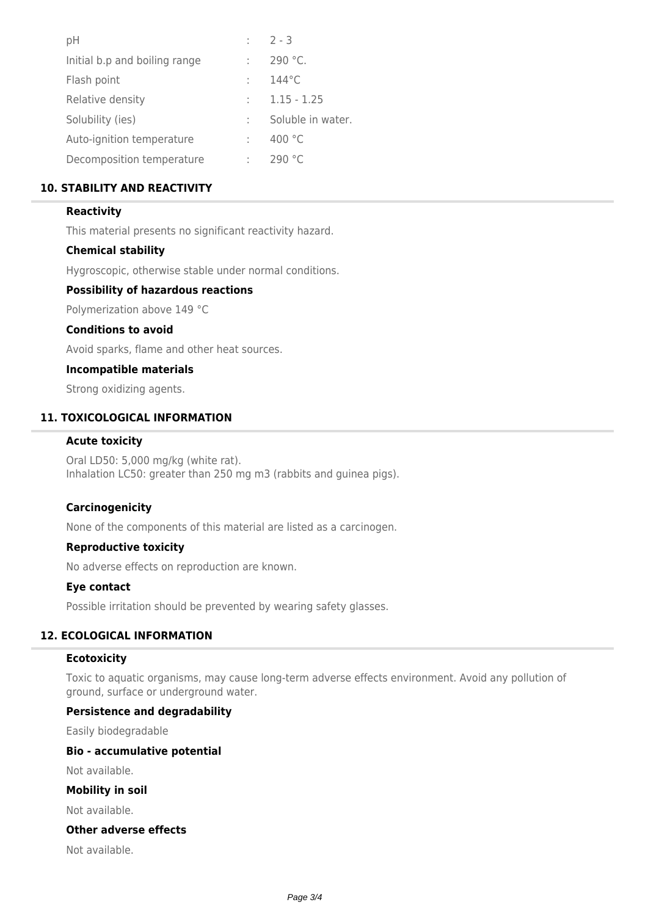| | | |
|---|---|---|
| pH | : | 2 - 3 |
| Initial b.p and boiling range | : | 290 °C. |
| Flash point | : | 144°C |
| Relative density | : | 1.15 - 1.25 |
| Solubility (ies) | : | Soluble in water. |
| Auto-ignition temperature | : | 400 °C |
| Decomposition temperature | : | 290 °C |

## 10. STABILITY AND REACTIVITY

### Reactivity

This material presents no significant reactivity hazard.

### Chemical stability

Hygroscopic, otherwise stable under normal conditions.

### Possibility of hazardous reactions

Polymerization above 149 °C

### Conditions to avoid

Avoid sparks, flame and other heat sources.

### Incompatible materials

Strong oxidizing agents.

## 11. TOXICOLOGICAL INFORMATION

### Acute toxicity

Oral LD50: 5,000 mg/kg (white rat).
Inhalation LC50: greater than 250 mg m3 (rabbits and guinea pigs).

### Carcinogenicity

None of the components of this material are listed as a carcinogen.

### Reproductive toxicity

No adverse effects on reproduction are known.

### Eye contact

Possible irritation should be prevented by wearing safety glasses.

## 12. ECOLOGICAL INFORMATION

### Ecotoxicity

Toxic to aquatic organisms, may cause long-term adverse effects environment. Avoid any pollution of ground, surface or underground water.

### Persistence and degradability

Easily biodegradable

### Bio - accumulative potential

Not available.

### Mobility in soil

Not available.

### Other adverse effects

Not available.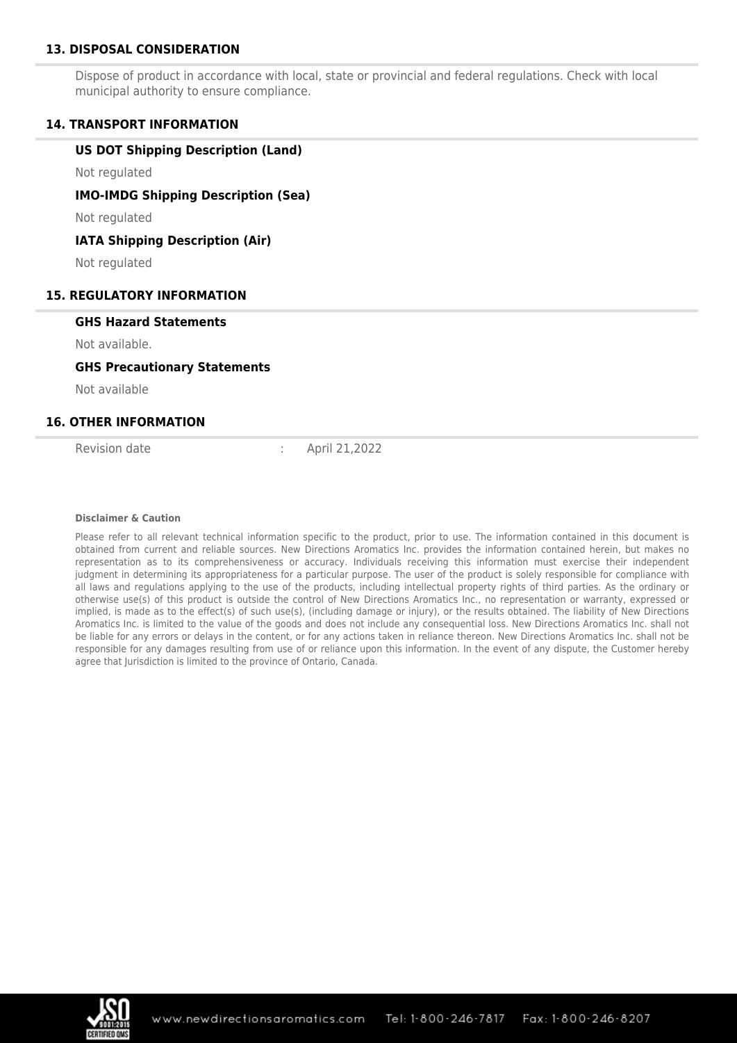## 13. DISPOSAL CONSIDERATION

Dispose of product in accordance with local, state or provincial and federal regulations. Check with local municipal authority to ensure compliance.

## 14. TRANSPORT INFORMATION

### US DOT Shipping Description (Land)

Not regulated

### IMO-IMDG Shipping Description (Sea)

Not regulated

### IATA Shipping Description (Air)

Not regulated

## 15. REGULATORY INFORMATION

### GHS Hazard Statements

Not available.

### GHS Precautionary Statements

Not available

## 16. OTHER INFORMATION

Revision date : April 21,2022

**Disclaimer & Caution**

Please refer to all relevant technical information specific to the product, prior to use. The information contained in this document is obtained from current and reliable sources. New Directions Aromatics Inc. provides the information contained herein, but makes no representation as to its comprehensiveness or accuracy. Individuals receiving this information must exercise their independent judgment in determining its appropriateness for a particular purpose. The user of the product is solely responsible for compliance with all laws and regulations applying to the use of the products, including intellectual property rights of third parties. As the ordinary or otherwise use(s) of this product is outside the control of New Directions Aromatics Inc., no representation or warranty, expressed or implied, is made as to the effect(s) of such use(s), (including damage or injury), or the results obtained. The liability of New Directions Aromatics Inc. is limited to the value of the goods and does not include any consequential loss. New Directions Aromatics Inc. shall not be liable for any errors or delays in the content, or for any actions taken in reliance thereon. New Directions Aromatics Inc. shall not be responsible for any damages resulting from use of or reliance upon this information. In the event of any dispute, the Customer hereby agree that Jurisdiction is limited to the province of Ontario, Canada.